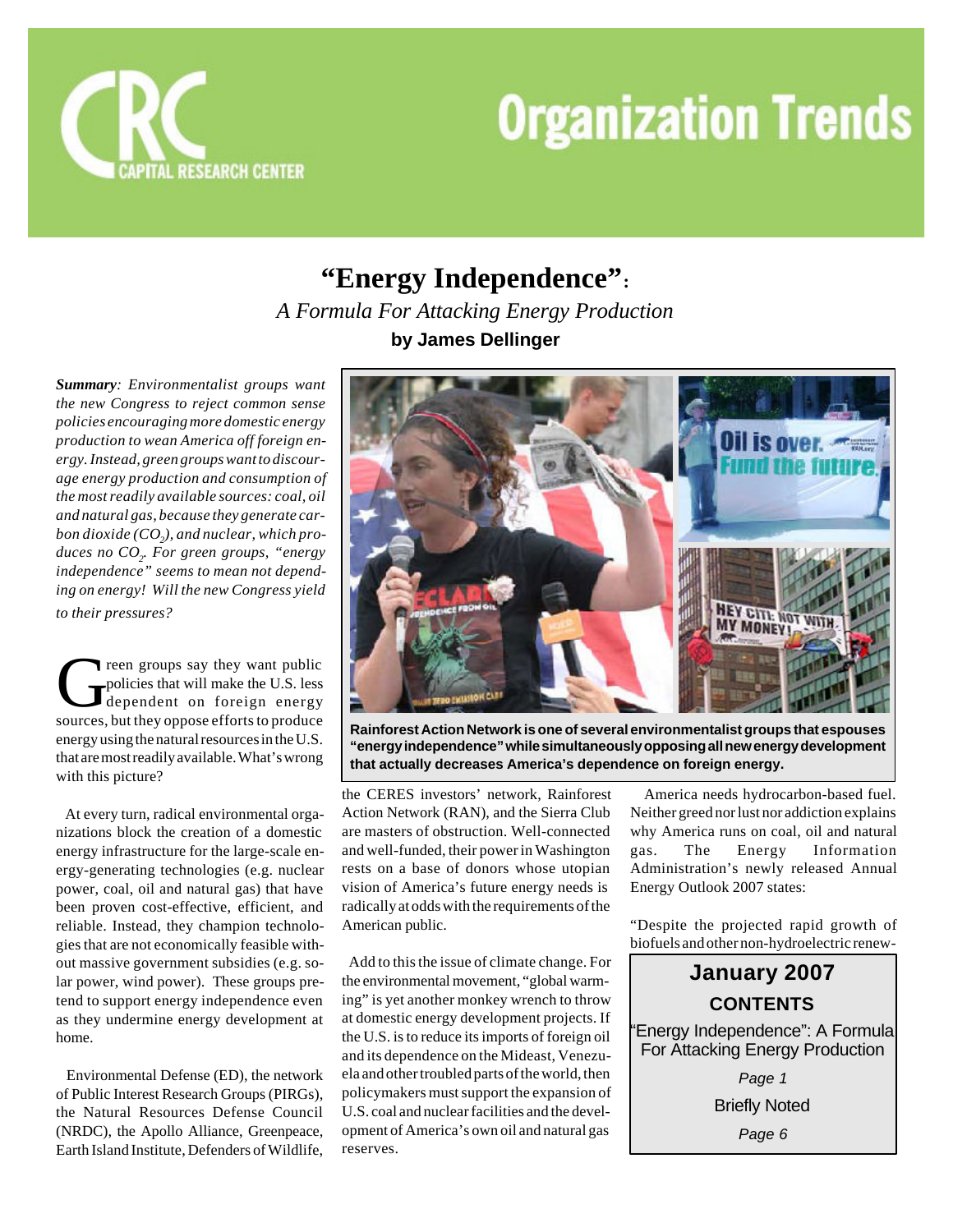# "Energy Independence":

*A Formula For Attacking Energy Production*

**by James Dellinger**

***Summary**: Environmentalist groups want the new Congress to reject common sense policies encouraging more domestic energy production to wean America off foreign energy. Instead, green groups want to discourage energy production and consumption of the most readily available sources: coal, oil and natural gas, because they generate carbon dioxide ($CO_2$), and nuclear, which produces no $CO_2$. For green groups, "energy independence" seems to mean not depending on energy! Will the new Congress yield to their pressures?*

Green groups say they want public policies that will make the U.S. less dependent on foreign energy sources, but they oppose efforts to produce energy using the natural resources in the U.S. that are most readily available. What's wrong with this picture?

At every turn, radical environmental organizations block the creation of a domestic energy infrastructure for the large-scale energy-generating technologies (e.g. nuclear power, coal, oil and natural gas) that have been proven cost-effective, efficient, and reliable. Instead, they champion technologies that are not economically feasible without massive government subsidies (e.g. solar power, wind power). These groups pretend to support energy independence even as they undermine energy development at home.

Environmental Defense (ED), the network of Public Interest Research Groups (PIRGs), the Natural Resources Defense Council (NRDC), the Apollo Alliance, Greenpeace, Earth Island Institute, Defenders of Wildlife, the CERES investors' network, Rainforest Action Network (RAN), and the Sierra Club are masters of obstruction. Well-connected and well-funded, their power in Washington rests on a base of donors whose utopian vision of America's future energy needs is radically at odds with the requirements of the American public.

**Rainforest Action Network is one of several environmentalist groups that espouses "energy independence" while simultaneously opposing all new energy development that actually decreases America's dependence on foreign energy.**

Add to this the issue of climate change. For the environmental movement, "global warming" is yet another monkey wrench to throw at domestic energy development projects. If the U.S. is to reduce its imports of foreign oil and its dependence on the Mideast, Venezuela and other troubled parts of the world, then policymakers must support the expansion of U.S. coal and nuclear facilities and the development of America's own oil and natural gas reserves.

America needs hydrocarbon-based fuel. Neither greed nor lust nor addiction explains why America runs on coal, oil and natural gas. The Energy Information Administration's newly released Annual Energy Outlook 2007 states:

"Despite the projected rapid growth of biofuels and other non-hydroelectric renew-

**January 2007**

**CONTENTS**

"Energy Independence": A Formula For Attacking Energy Production
*Page 1*

Briefly Noted
*Page 6*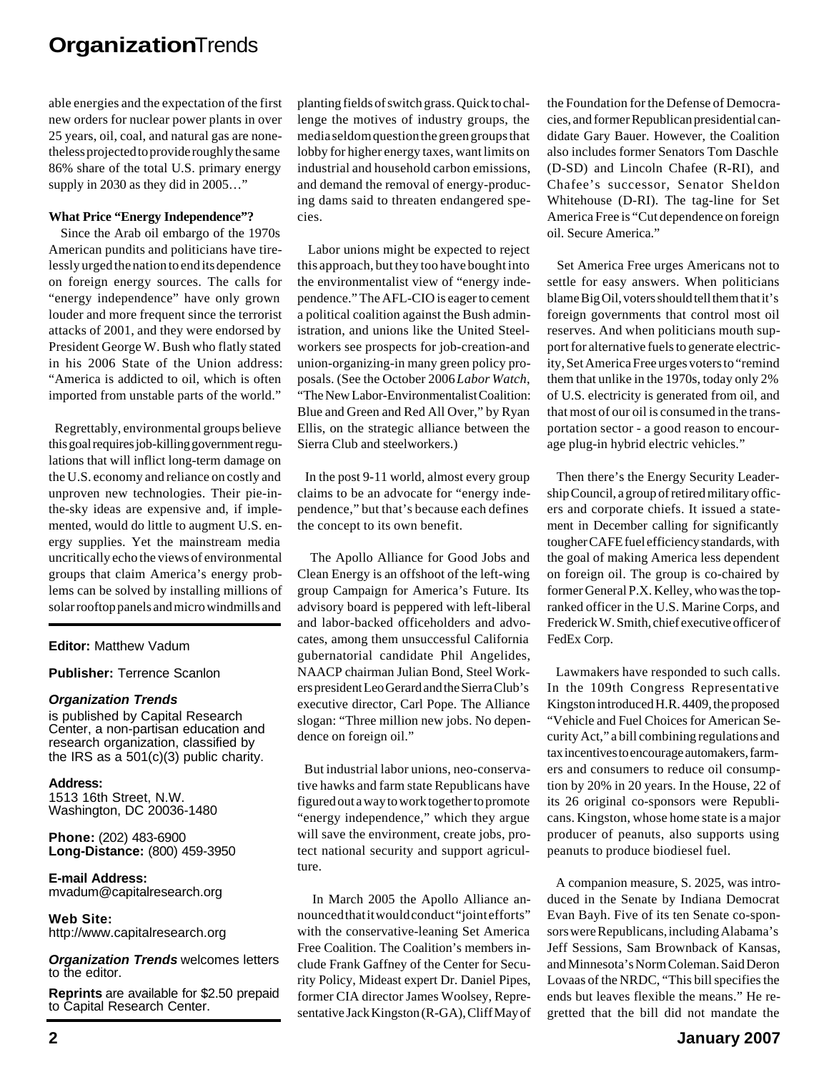able energies and the expectation of the first new orders for nuclear power plants in over 25 years, oil, coal, and natural gas are nonetheless projected to provide roughly the same 86% share of the total U.S. primary energy supply in 2030 as they did in 2005…"

**What Price "Energy Independence"?**

Since the Arab oil embargo of the 1970s American pundits and politicians have tirelessly urged the nation to end its dependence on foreign energy sources. The calls for "energy independence" have only grown louder and more frequent since the terrorist attacks of 2001, and they were endorsed by President George W. Bush who flatly stated in his 2006 State of the Union address: "America is addicted to oil, which is often imported from unstable parts of the world."

Regrettably, environmental groups believe this goal requires job-killing government regulations that will inflict long-term damage on the U.S. economy and reliance on costly and unproven new technologies. Their pie-in-the-sky ideas are expensive and, if implemented, would do little to augment U.S. energy supplies. Yet the mainstream media uncritically echo the views of environmental groups that claim America's energy problems can be solved by installing millions of solar rooftop panels and micro windmills and planting fields of switch grass. Quick to challenge the motives of industry groups, the media seldom question the green groups that lobby for higher energy taxes, want limits on industrial and household carbon emissions, and demand the removal of energy-producing dams said to threaten endangered species.

Labor unions might be expected to reject this approach, but they too have bought into the environmentalist view of "energy independence." The AFL-CIO is eager to cement a political coalition against the Bush administration, and unions like the United Steelworkers see prospects for job-creation-and union-organizing-in many green policy proposals. (See the October 2006 *Labor Watch*, "The New Labor-Environmentalist Coalition: Blue and Green and Red All Over," by Ryan Ellis, on the strategic alliance between the Sierra Club and steelworkers.)

In the post 9-11 world, almost every group claims to be an advocate for "energy independence," but that's because each defines the concept to its own benefit.

The Apollo Alliance for Good Jobs and Clean Energy is an offshoot of the left-wing group Campaign for America's Future. Its advisory board is peppered with left-liberal and labor-backed officeholders and advocates, among them unsuccessful California gubernatorial candidate Phil Angelides, NAACP chairman Julian Bond, Steel Workers president Leo Gerard and the Sierra Club's executive director, Carl Pope. The Alliance slogan: "Three million new jobs. No dependence on foreign oil."

But industrial labor unions, neo-conservative hawks and farm state Republicans have figured out a way to work together to promote "energy independence," which they argue will save the environment, create jobs, protect national security and support agriculture.

In March 2005 the Apollo Alliance announced that it would conduct "joint efforts" with the conservative-leaning Set America Free Coalition. The Coalition's members include Frank Gaffney of the Center for Security Policy, Mideast expert Dr. Daniel Pipes, former CIA director James Woolsey, Representative Jack Kingston (R-GA), Cliff May of the Foundation for the Defense of Democracies, and former Republican presidential candidate Gary Bauer. However, the Coalition also includes former Senators Tom Daschle (D-SD) and Lincoln Chafee (R-RI), and Chafee's successor, Senator Sheldon Whitehouse (D-RI). The tag-line for Set America Free is "Cut dependence on foreign oil. Secure America."

Set America Free urges Americans not to settle for easy answers. When politicians blame Big Oil, voters should tell them that it's foreign governments that control most oil reserves. And when politicians mouth support for alternative fuels to generate electricity, Set America Free urges voters to "remind them that unlike in the 1970s, today only 2% of U.S. electricity is generated from oil, and that most of our oil is consumed in the transportation sector - a good reason to encourage plug-in hybrid electric vehicles."

Then there's the Energy Security Leadership Council, a group of retired military officers and corporate chiefs. It issued a statement in December calling for significantly tougher CAFE fuel efficiency standards, with the goal of making America less dependent on foreign oil. The group is co-chaired by former General P.X. Kelley, who was the top-ranked officer in the U.S. Marine Corps, and Frederick W. Smith, chief executive officer of FedEx Corp.

Lawmakers have responded to such calls. In the 109th Congress Representative Kingston introduced H.R. 4409, the proposed "Vehicle and Fuel Choices for American Security Act," a bill combining regulations and tax incentives to encourage automakers, farmers and consumers to reduce oil consumption by 20% in 20 years. In the House, 22 of its 26 original co-sponsors were Republicans. Kingston, whose home state is a major producer of peanuts, also supports using peanuts to produce biodiesel fuel.

A companion measure, S. 2025, was introduced in the Senate by Indiana Democrat Evan Bayh. Five of its ten Senate co-sponsors were Republicans, including Alabama's Jeff Sessions, Sam Brownback of Kansas, and Minnesota's Norm Coleman. Said Deron Lovaas of the NRDC, "This bill specifies the ends but leaves flexible the means." He regretted that the bill did not mandate the

---

**Editor:** Matthew Vadum

**Publisher:** Terrence Scanlon

***Organization Trends*** is published by Capital Research Center, a non-partisan education and research organization, classified by the IRS as a 501(c)(3) public charity.

**Address:**
1513 16th Street, N.W.
Washington, DC 20036-1480

**Phone:** (202) 483-6900
**Long-Distance:** (800) 459-3950

**E-mail Address:**
mvadum@capitalresearch.org

**Web Site:**
http://www.capitalresearch.org

***Organization Trends*** welcomes letters to the editor.

**Reprints** are available for $2.50 prepaid to Capital Research Center.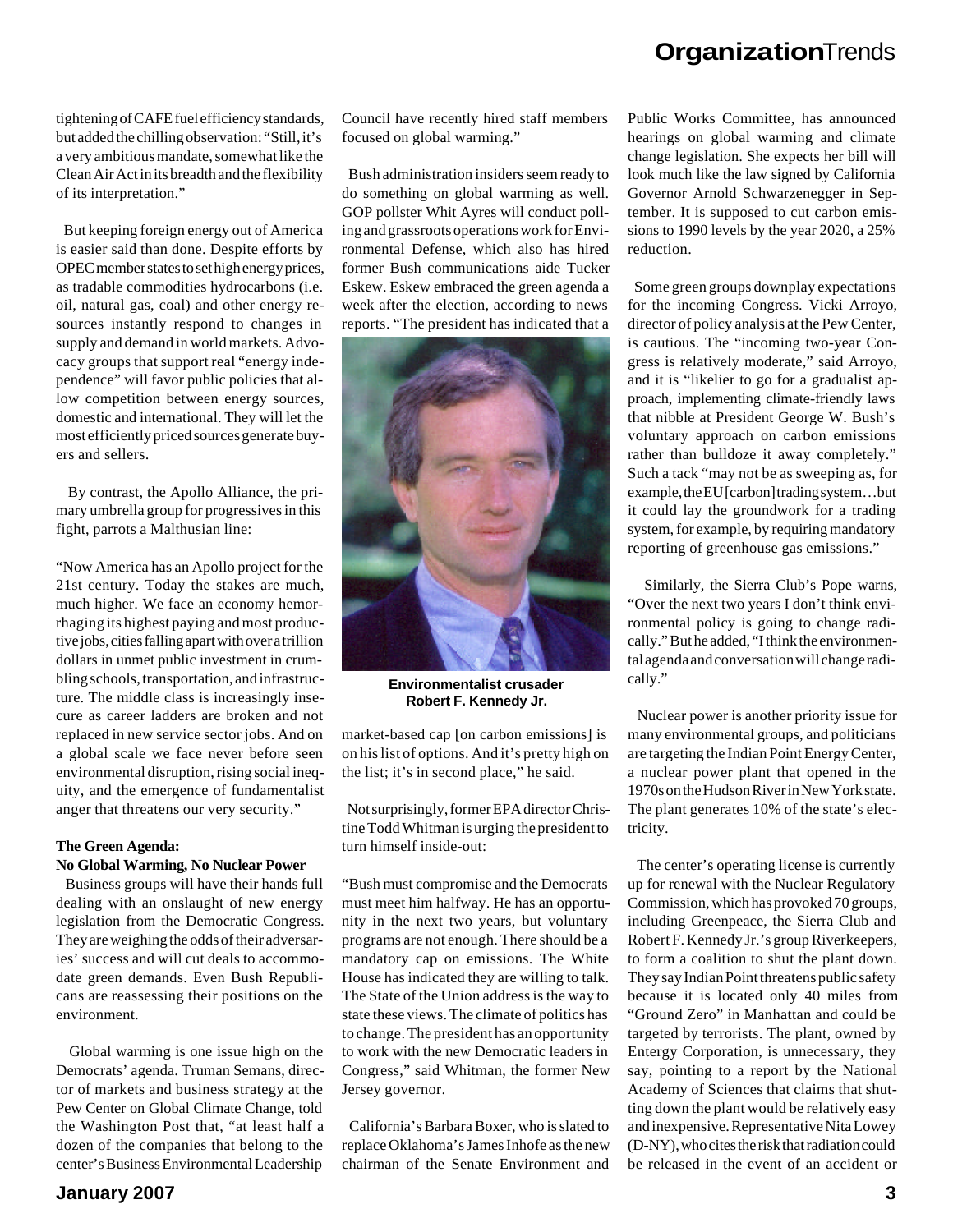tightening of CAFE fuel efficiency standards, but added the chilling observation: "Still, it's a very ambitious mandate, somewhat like the Clean Air Act in its breadth and the flexibility of its interpretation."

But keeping foreign energy out of America is easier said than done. Despite efforts by OPEC member states to set high energy prices, as tradable commodities hydrocarbons (i.e. oil, natural gas, coal) and other energy resources instantly respond to changes in supply and demand in world markets. Advocacy groups that support real "energy independence" will favor public policies that allow competition between energy sources, domestic and international. They will let the most efficiently priced sources generate buyers and sellers.

By contrast, the Apollo Alliance, the primary umbrella group for progressives in this fight, parrots a Malthusian line:

"Now America has an Apollo project for the 21st century. Today the stakes are much, much higher. We face an economy hemorrhaging its highest paying and most productive jobs, cities falling apart with over a trillion dollars in unmet public investment in crumbling schools, transportation, and infrastructure. The middle class is increasingly insecure as career ladders are broken and not replaced in new service sector jobs. And on a global scale we face never before seen environmental disruption, rising social inequity, and the emergence of fundamentalist anger that threatens our very security."

### The Green Agenda: No Global Warming, No Nuclear Power

Business groups will have their hands full dealing with an onslaught of new energy legislation from the Democratic Congress. They are weighing the odds of their adversaries' success and will cut deals to accommodate green demands. Even Bush Republicans are reassessing their positions on the environment.

Global warming is one issue high on the Democrats' agenda. Truman Semans, director of markets and business strategy at the Pew Center on Global Climate Change, told the Washington Post that, "at least half a dozen of the companies that belong to the center's Business Environmental Leadership Council have recently hired staff members focused on global warming."

Bush administration insiders seem ready to do something on global warming as well. GOP pollster Whit Ayres will conduct polling and grassroots operations work for Environmental Defense, which also has hired former Bush communications aide Tucker Eskew. Eskew embraced the green agenda a week after the election, according to news reports. "The president has indicated that a market-based cap [on carbon emissions] is on his list of options. And it's pretty high on the list; it's in second place," he said.

**Environmentalist crusader Robert F. Kennedy Jr.**

Not surprisingly, former EPA director Christine Todd Whitman is urging the president to turn himself inside-out:

"Bush must compromise and the Democrats must meet him halfway. He has an opportunity in the next two years, but voluntary programs are not enough. There should be a mandatory cap on emissions. The White House has indicated they are willing to talk. The State of the Union address is the way to state these views. The climate of politics has to change. The president has an opportunity to work with the new Democratic leaders in Congress," said Whitman, the former New Jersey governor.

California's Barbara Boxer, who is slated to replace Oklahoma's James Inhofe as the new chairman of the Senate Environment and Public Works Committee, has announced hearings on global warming and climate change legislation. She expects her bill will look much like the law signed by California Governor Arnold Schwarzenegger in September. It is supposed to cut carbon emissions to 1990 levels by the year 2020, a 25% reduction.

Some green groups downplay expectations for the incoming Congress. Vicki Arroyo, director of policy analysis at the Pew Center, is cautious. The "incoming two-year Congress is relatively moderate," said Arroyo, and it is "likelier to go for a gradualist approach, implementing climate-friendly laws that nibble at President George W. Bush's voluntary approach on carbon emissions rather than bulldoze it away completely." Such a tack "may not be as sweeping as, for example, the EU [carbon] trading system…but it could lay the groundwork for a trading system, for example, by requiring mandatory reporting of greenhouse gas emissions."

Similarly, the Sierra Club's Pope warns, "Over the next two years I don't think environmental policy is going to change radically." But he added, "I think the environmental agenda and conversation will change radically."

Nuclear power is another priority issue for many environmental groups, and politicians are targeting the Indian Point Energy Center, a nuclear power plant that opened in the 1970s on the Hudson River in New York state. The plant generates 10% of the state's electricity.

The center's operating license is currently up for renewal with the Nuclear Regulatory Commission, which has provoked 70 groups, including Greenpeace, the Sierra Club and Robert F. Kennedy Jr.'s group Riverkeepers, to form a coalition to shut the plant down. They say Indian Point threatens public safety because it is located only 40 miles from "Ground Zero" in Manhattan and could be targeted by terrorists. The plant, owned by Entergy Corporation, is unnecessary, they say, pointing to a report by the National Academy of Sciences that claims that shutting down the plant would be relatively easy and inexpensive. Representative Nita Lowey (D-NY), who cites the risk that radiation could be released in the event of an accident or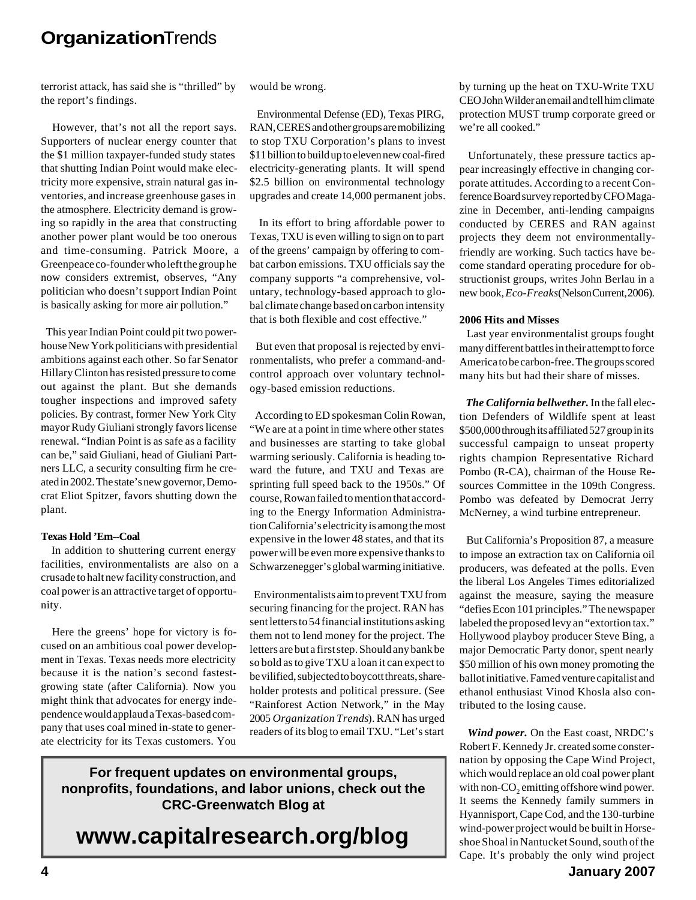terrorist attack, has said she is "thrilled" by the report's findings.

However, that's not all the report says. Supporters of nuclear energy counter that the $1 million taxpayer-funded study states that shutting Indian Point would make electricity more expensive, strain natural gas inventories, and increase greenhouse gases in the atmosphere. Electricity demand is growing so rapidly in the area that constructing another power plant would be too onerous and time-consuming. Patrick Moore, a Greenpeace co-founder who left the group he now considers extremist, observes, "Any politician who doesn't support Indian Point is basically asking for more air pollution."

This year Indian Point could pit two powerhouse New York politicians with presidential ambitions against each other. So far Senator Hillary Clinton has resisted pressure to come out against the plant. But she demands tougher inspections and improved safety policies. By contrast, former New York City mayor Rudy Giuliani strongly favors license renewal. "Indian Point is as safe as a facility can be," said Giuliani, head of Giuliani Partners LLC, a security consulting firm he created in 2002. The state's new governor, Democrat Eliot Spitzer, favors shutting down the plant.

**Texas Hold 'Em--Coal**

In addition to shuttering current energy facilities, environmentalists are also on a crusade to halt new facility construction, and coal power is an attractive target of opportunity.

Here the greens' hope for victory is focused on an ambitious coal power development in Texas. Texas needs more electricity because it is the nation's second fastest-growing state (after California). Now you might think that advocates for energy independence would applaud a Texas-based company that uses coal mined in-state to generate electricity for its Texas customers. You would be wrong.

Environmental Defense (ED), Texas PIRG, RAN, CERES and other groups are mobilizing to stop TXU Corporation's plans to invest $11 billion to build up to eleven new coal-fired electricity-generating plants. It will spend $2.5 billion on environmental technology upgrades and create 14,000 permanent jobs.

In its effort to bring affordable power to Texas, TXU is even willing to sign on to part of the greens' campaign by offering to combat carbon emissions. TXU officials say the company supports "a comprehensive, voluntary, technology-based approach to global climate change based on carbon intensity that is both flexible and cost effective."

But even that proposal is rejected by environmentalists, who prefer a command-and-control approach over voluntary technology-based emission reductions.

According to ED spokesman Colin Rowan, "We are at a point in time where other states and businesses are starting to take global warming seriously. California is heading toward the future, and TXU and Texas are sprinting full speed back to the 1950s." Of course, Rowan failed to mention that according to the Energy Information Administration California's electricity is among the most expensive in the lower 48 states, and that its power will be even more expensive thanks to Schwarzenegger's global warming initiative.

Environmentalists aim to prevent TXU from securing financing for the project. RAN has sent letters to 54 financial institutions asking them not to lend money for the project. The letters are but a first step. Should any bank be so bold as to give TXU a loan it can expect to be vilified, subjected to boycott threats, shareholder protests and political pressure. (See "Rainforest Action Network," in the May 2005 *Organization Trends*). RAN has urged readers of its blog to email TXU. "Let's start by turning up the heat on TXU-Write TXU CEO John Wilder an email and tell him climate protection MUST trump corporate greed or we're all cooked."

Unfortunately, these pressure tactics appear increasingly effective in changing corporate attitudes. According to a recent Conference Board survey reported by CFO Magazine in December, anti-lending campaigns conducted by CERES and RAN against projects they deem not environmentally-friendly are working. Such tactics have become standard operating procedure for obstructionist groups, writes John Berlau in a new book, *Eco-Freaks* (Nelson Current, 2006).

**2006 Hits and Misses**

Last year environmentalist groups fought many different battles in their attempt to force America to be carbon-free. The groups scored many hits but had their share of misses.

***The California bellwether.*** In the fall election Defenders of Wildlife spent at least $500,000 through its affiliated 527 group in its successful campaign to unseat property rights champion Representative Richard Pombo (R-CA), chairman of the House Resources Committee in the 109th Congress. Pombo was defeated by Democrat Jerry McNerney, a wind turbine entrepreneur.

But California's Proposition 87, a measure to impose an extraction tax on California oil producers, was defeated at the polls. Even the liberal Los Angeles Times editorialized against the measure, saying the measure "defies Econ 101 principles." The newspaper labeled the proposed levy an "extortion tax." Hollywood playboy producer Steve Bing, a major Democratic Party donor, spent nearly $50 million of his own money promoting the ballot initiative. Famed venture capitalist and ethanol enthusiast Vinod Khosla also contributed to the losing cause.

***Wind power.*** On the East coast, NRDC's Robert F. Kennedy Jr. created some consternation by opposing the Cape Wind Project, which would replace an old coal power plant with non-$CO_2$ emitting offshore wind power. It seems the Kennedy family summers in Hyannisport, Cape Cod, and the 130-turbine wind-power project would be built in Horseshoe Shoal in Nantucket Sound, south of the Cape. It's probably the only wind project

**For frequent updates on environmental groups, nonprofits, foundations, and labor unions, check out the CRC-Greenwatch Blog at**

**www.capitalresearch.org/blog**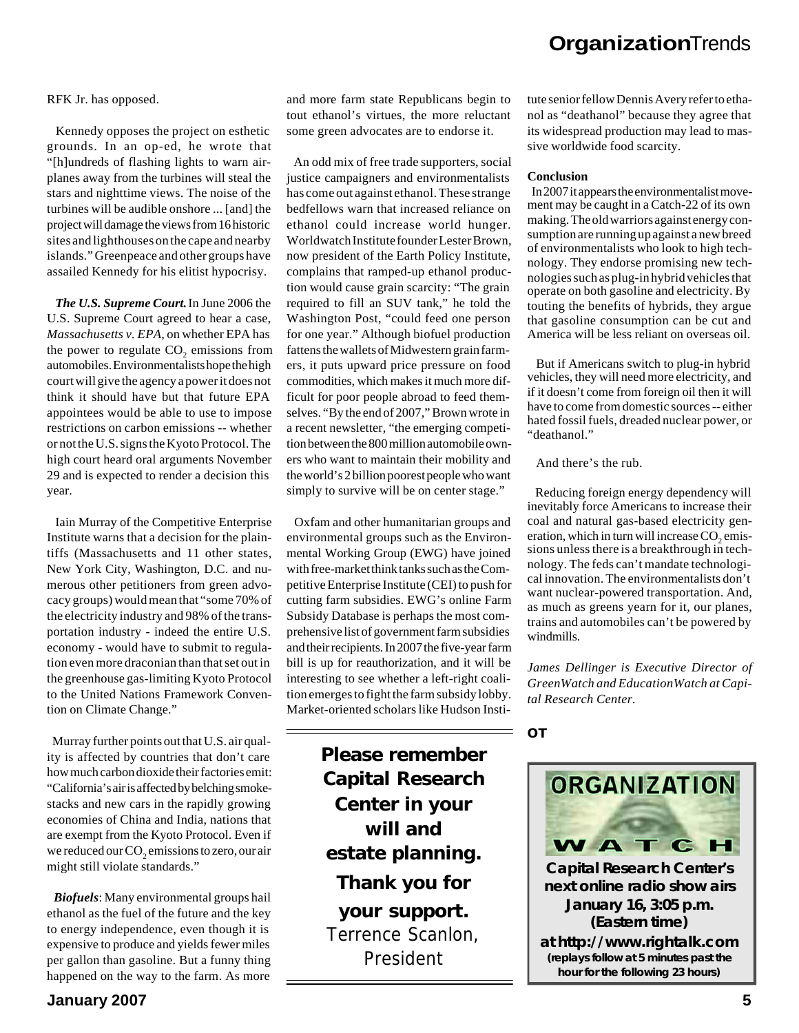RFK Jr. has opposed.

Kennedy opposes the project on esthetic grounds. In an op-ed, he wrote that "[h]undreds of flashing lights to warn airplanes away from the turbines will steal the stars and nighttime views. The noise of the turbines will be audible onshore ... [and] the project will damage the views from 16 historic sites and lighthouses on the cape and nearby islands." Greenpeace and other groups have assailed Kennedy for his elitist hypocrisy.

***The U.S. Supreme Court.*** In June 2006 the U.S. Supreme Court agreed to hear a case, *Massachusetts v. EPA*, on whether EPA has the power to regulate $CO_2$ emissions from automobiles. Environmentalists hope the high court will give the agency a power it does not think it should have but that future EPA appointees would be able to use to impose restrictions on carbon emissions -- whether or not the U.S. signs the Kyoto Protocol. The high court heard oral arguments November 29 and is expected to render a decision this year.

Iain Murray of the Competitive Enterprise Institute warns that a decision for the plaintiffs (Massachusetts and 11 other states, New York City, Washington, D.C. and numerous other petitioners from green advocacy groups) would mean that "some 70% of the electricity industry and 98% of the transportation industry - indeed the entire U.S. economy - would have to submit to regulation even more draconian than that set out in the greenhouse gas-limiting Kyoto Protocol to the United Nations Framework Convention on Climate Change."

Murray further points out that U.S. air quality is affected by countries that don't care how much carbon dioxide their factories emit: "California's air is affected by belching smokestacks and new cars in the rapidly growing economies of China and India, nations that are exempt from the Kyoto Protocol. Even if we reduced our $CO_2$ emissions to zero, our air might still violate standards."

***Biofuels***: Many environmental groups hail ethanol as the fuel of the future and the key to energy independence, even though it is expensive to produce and yields fewer miles per gallon than gasoline. But a funny thing happened on the way to the farm. As more and more farm state Republicans begin to tout ethanol's virtues, the more reluctant some green advocates are to endorse it.

An odd mix of free trade supporters, social justice campaigners and environmentalists has come out against ethanol. These strange bedfellows warn that increased reliance on ethanol could increase world hunger. Worldwatch Institute founder Lester Brown, now president of the Earth Policy Institute, complains that ramped-up ethanol production would cause grain scarcity: "The grain required to fill an SUV tank," he told the Washington Post, "could feed one person for one year." Although biofuel production fattens the wallets of Midwestern grain farmers, it puts upward price pressure on food commodities, which makes it much more difficult for poor people abroad to feed themselves. "By the end of 2007," Brown wrote in a recent newsletter, "the emerging competition between the 800 million automobile owners who want to maintain their mobility and the world's 2 billion poorest people who want simply to survive will be on center stage."

Oxfam and other humanitarian groups and environmental groups such as the Environmental Working Group (EWG) have joined with free-market think tanks such as the Competitive Enterprise Institute (CEI) to push for cutting farm subsidies. EWG's online Farm Subsidy Database is perhaps the most comprehensive list of government farm subsidies and their recipients. In 2007 the five-year farm bill is up for reauthorization, and it will be interesting to see whether a left-right coalition emerges to fight the farm subsidy lobby. Market-oriented scholars like Hudson Institute senior fellow Dennis Avery refer to ethanol as "deathanol" because they agree that its widespread production may lead to massive worldwide food scarcity.

**Conclusion**

In 2007 it appears the environmentalist movement may be caught in a Catch-22 of its own making. The old warriors against energy consumption are running up against a new breed of environmentalists who look to high technology. They endorse promising new technologies such as plug-in hybrid vehicles that operate on both gasoline and electricity. By touting the benefits of hybrids, they argue that gasoline consumption can be cut and America will be less reliant on overseas oil.

But if Americans switch to plug-in hybrid vehicles, they will need more electricity, and if it doesn't come from foreign oil then it will have to come from domestic sources -- either hated fossil fuels, dreaded nuclear power, or "deathanol."

And there's the rub.

Reducing foreign energy dependency will inevitably force Americans to increase their coal and natural gas-based electricity generation, which in turn will increase $CO_2$ emissions unless there is a breakthrough in technology. The feds can't mandate technological innovation. The environmentalists don't want nuclear-powered transportation. And, as much as greens yearn for it, our planes, trains and automobiles can't be powered by windmills.

*James Dellinger is Executive Director of GreenWatch and EducationWatch at Capital Research Center.*

**OT**

**Please remember Capital Research Center in your will and estate planning. Thank you for your support.**
Terrence Scanlon, President

ORGANIZATION WATCH

**Capital Research Center's next online radio show airs January 16, 3:05 p.m. (Eastern time) at http://www.rightalk.com**
**(replays follow at 5 minutes past the hour for the following 23 hours)**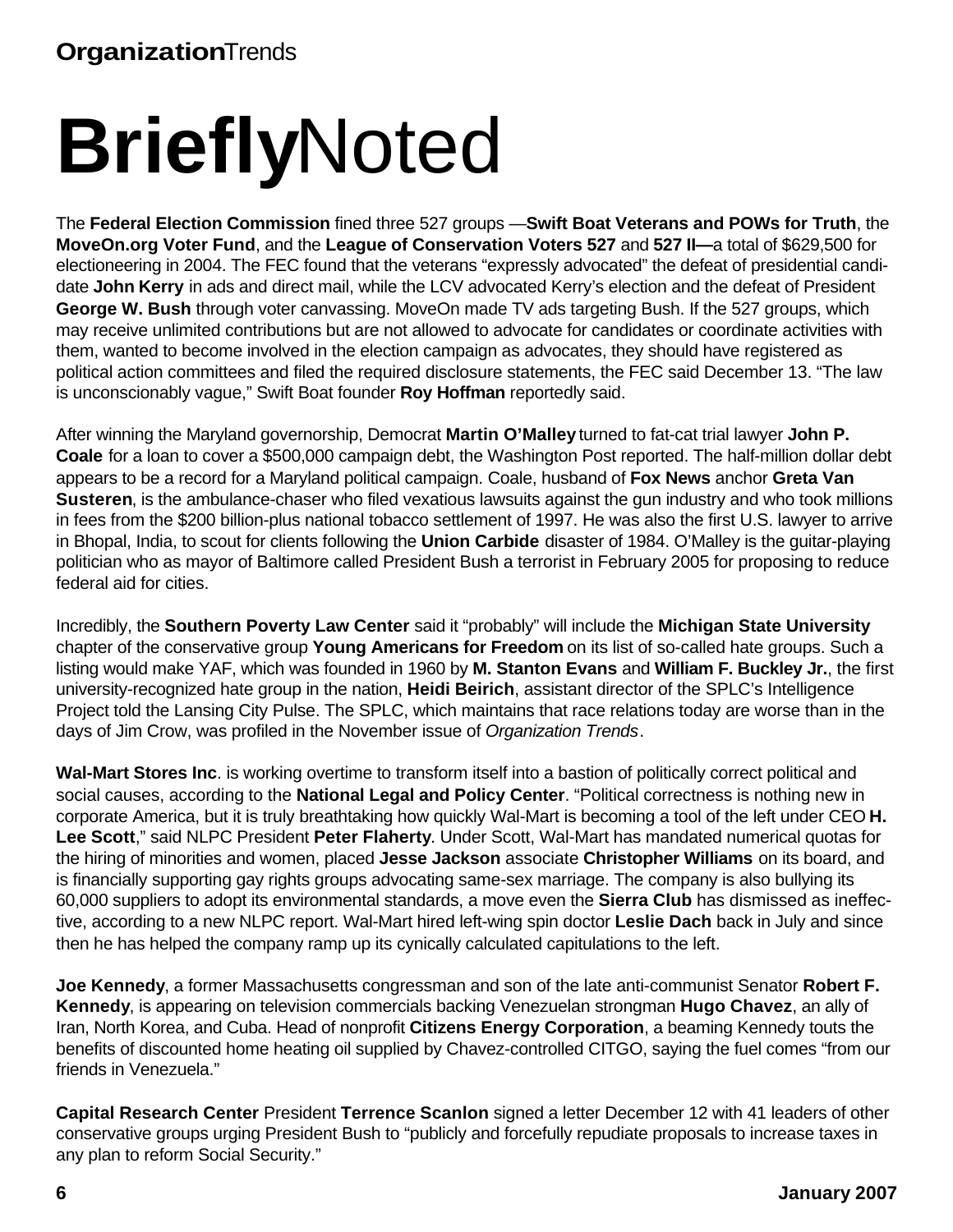# **Briefly**Noted

The **Federal Election Commission** fined three 527 groups —**Swift Boat Veterans and POWs for Truth**, the **MoveOn.org Voter Fund**, and the **League of Conservation Voters 527** and **527 II—**a total of $629,500 for electioneering in 2004. The FEC found that the veterans "expressly advocated" the defeat of presidential candidate **John Kerry** in ads and direct mail, while the LCV advocated Kerry's election and the defeat of President **George W. Bush** through voter canvassing. MoveOn made TV ads targeting Bush. If the 527 groups, which may receive unlimited contributions but are not allowed to advocate for candidates or coordinate activities with them, wanted to become involved in the election campaign as advocates, they should have registered as political action committees and filed the required disclosure statements, the FEC said December 13. "The law is unconscionably vague," Swift Boat founder **Roy Hoffman** reportedly said.

After winning the Maryland governorship, Democrat **Martin O'Malley** turned to fat-cat trial lawyer **John P. Coale** for a loan to cover a $500,000 campaign debt, the Washington Post reported. The half-million dollar debt appears to be a record for a Maryland political campaign. Coale, husband of **Fox News** anchor **Greta Van Susteren**, is the ambulance-chaser who filed vexatious lawsuits against the gun industry and who took millions in fees from the $200 billion-plus national tobacco settlement of 1997. He was also the first U.S. lawyer to arrive in Bhopal, India, to scout for clients following the **Union Carbide** disaster of 1984. O'Malley is the guitar-playing politician who as mayor of Baltimore called President Bush a terrorist in February 2005 for proposing to reduce federal aid for cities.

Incredibly, the **Southern Poverty Law Center** said it "probably" will include the **Michigan State University** chapter of the conservative group **Young Americans for Freedom** on its list of so-called hate groups. Such a listing would make YAF, which was founded in 1960 by **M. Stanton Evans** and **William F. Buckley Jr.**, the first university-recognized hate group in the nation, **Heidi Beirich**, assistant director of the SPLC's Intelligence Project told the Lansing City Pulse. The SPLC, which maintains that race relations today are worse than in the days of Jim Crow, was profiled in the November issue of *Organization Trends*.

**Wal-Mart Stores Inc**. is working overtime to transform itself into a bastion of politically correct political and social causes, according to the **National Legal and Policy Center**. "Political correctness is nothing new in corporate America, but it is truly breathtaking how quickly Wal-Mart is becoming a tool of the left under CEO **H. Lee Scott**," said NLPC President **Peter Flaherty**. Under Scott, Wal-Mart has mandated numerical quotas for the hiring of minorities and women, placed **Jesse Jackson** associate **Christopher Williams** on its board, and is financially supporting gay rights groups advocating same-sex marriage. The company is also bullying its 60,000 suppliers to adopt its environmental standards, a move even the **Sierra Club** has dismissed as ineffective, according to a new NLPC report. Wal-Mart hired left-wing spin doctor **Leslie Dach** back in July and since then he has helped the company ramp up its cynically calculated capitulations to the left.

**Joe Kennedy**, a former Massachusetts congressman and son of the late anti-communist Senator **Robert F. Kennedy**, is appearing on television commercials backing Venezuelan strongman **Hugo Chavez**, an ally of Iran, North Korea, and Cuba. Head of nonprofit **Citizens Energy Corporation**, a beaming Kennedy touts the benefits of discounted home heating oil supplied by Chavez-controlled CITGO, saying the fuel comes "from our friends in Venezuela."

**Capital Research Center** President **Terrence Scanlon** signed a letter December 12 with 41 leaders of other conservative groups urging President Bush to "publicly and forcefully repudiate proposals to increase taxes in any plan to reform Social Security."